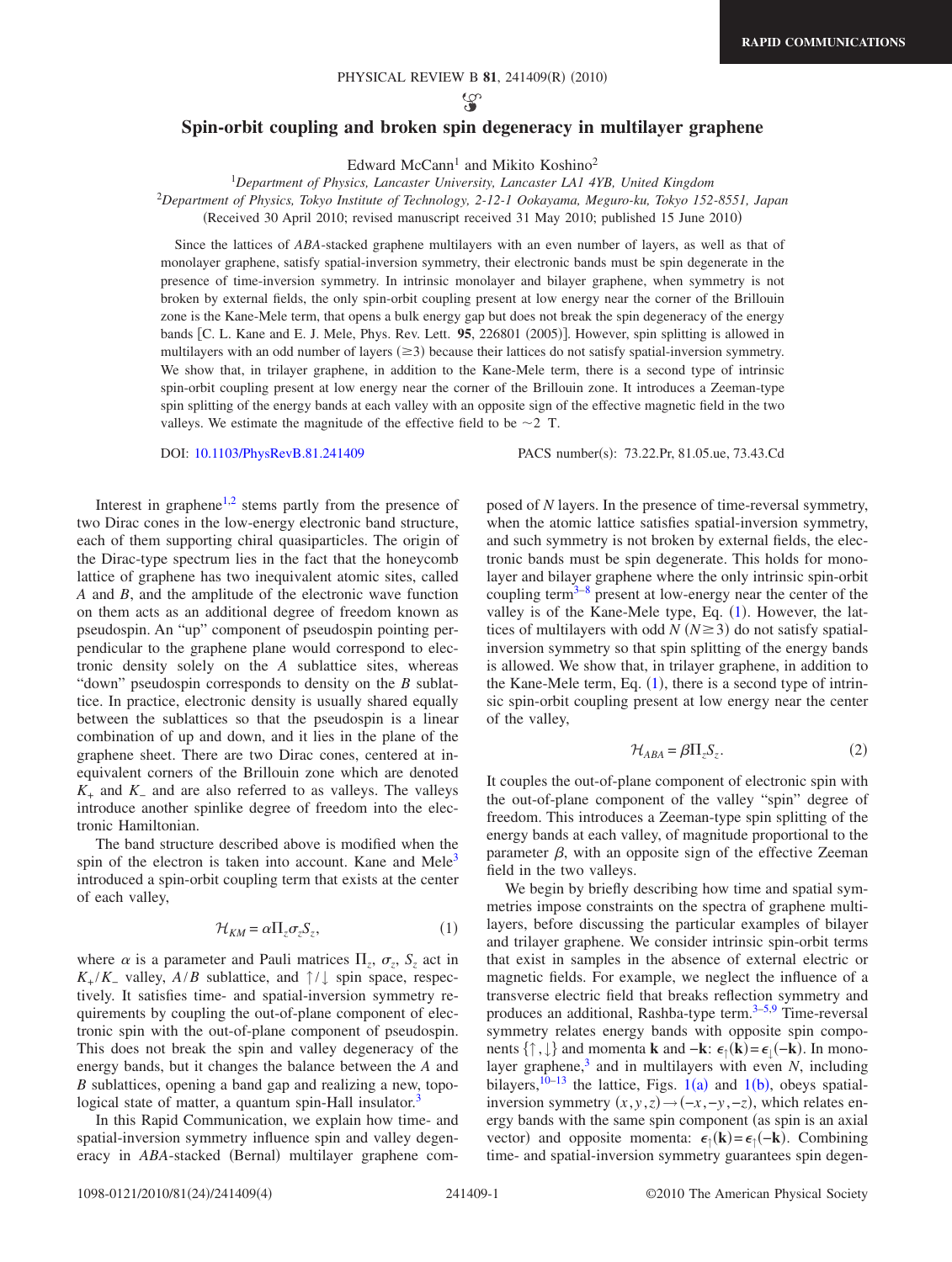# Spin-orbit coupling and broken spin degeneracy in multilayer graphene

Edward McCann[1] and Mikito Koshino[2]

[1]*Department of Physics, Lancaster University, Lancaster LA1 4YB, United Kingdom*

[2]*Department of Physics, Tokyo Institute of Technology, 2-12-1 Ookayama, Meguro-ku, Tokyo 152-8551, Japan*

(Received 30 April 2010; revised manuscript received 31 May 2010; published 15 June 2010)

Since the lattices of *ABA*-stacked graphene multilayers with an even number of layers, as well as that of monolayer graphene, satisfy spatial-inversion symmetry, their electronic bands must be spin degenerate in the presence of time-inversion symmetry. In intrinsic monolayer and bilayer graphene, when symmetry is not broken by external fields, the only spin-orbit coupling present at low energy near the corner of the Brillouin zone is the Kane-Mele term, that opens a bulk energy gap but does not break the spin degeneracy of the energy bands [C. L. Kane and E. J. Mele, Phys. Rev. Lett. **95**, 226801 (2005)]. However, spin splitting is allowed in multilayers with an odd number of layers ($\geq 3$) because their lattices do not satisfy spatial-inversion symmetry. We show that, in trilayer graphene, in addition to the Kane-Mele term, there is a second type of intrinsic spin-orbit coupling present at low energy near the corner of the Brillouin zone. It introduces a Zeeman-type spin splitting of the energy bands at each valley with an opposite sign of the effective magnetic field in the two valleys. We estimate the magnitude of the effective field to be ~2 T.

DOI: 10.1103/PhysRevB.81.241409 PACS number(s): 73.22.Pr, 81.05.ue, 73.43.Cd

Interest in graphene[1,2] stems partly from the presence of two Dirac cones in the low-energy electronic band structure, each of them supporting chiral quasiparticles. The origin of the Dirac-type spectrum lies in the fact that the honeycomb lattice of graphene has two inequivalent atomic sites, called *A* and *B*, and the amplitude of the electronic wave function on them acts as an additional degree of freedom known as pseudospin. An "up" component of pseudospin pointing perpendicular to the graphene plane would correspond to electronic density solely on the *A* sublattice sites, whereas "down" pseudospin corresponds to density on the *B* sublattice. In practice, electronic density is usually shared equally between the sublattices so that the pseudospin is a linear combination of up and down, and it lies in the plane of the graphene sheet. There are two Dirac cones, centered at inequivalent corners of the Brillouin zone which are denoted $K_+$ and $K_-$ and are also referred to as valleys. The valleys introduce another spinlike degree of freedom into the electronic Hamiltonian.

The band structure described above is modified when the spin of the electron is taken into account. Kane and Mele[3] introduced a spin-orbit coupling term that exists at the center of each valley,

$$\mathcal{H}_{KM} = \alpha \Pi_z \sigma_z S_z, \tag{1}$$

where $\alpha$ is a parameter and Pauli matrices $\Pi_z$, $\sigma_z$, $S_z$ act in $K_+/K_-$ valley, $A/B$ sublattice, and $\uparrow/\downarrow$ spin space, respectively. It satisfies time- and spatial-inversion symmetry requirements by coupling the out-of-plane component of electronic spin with the out-of-plane component of pseudospin. This does not break the spin and valley degeneracy of the energy bands, but it changes the balance between the *A* and *B* sublattices, opening a band gap and realizing a new, topological state of matter, a quantum spin-Hall insulator.[3]

In this Rapid Communication, we explain how time- and spatial-inversion symmetry influence spin and valley degeneracy in *ABA*-stacked (Bernal) multilayer graphene composed of $N$ layers. In the presence of time-reversal symmetry, when the atomic lattice satisfies spatial-inversion symmetry, and such symmetry is not broken by external fields, the electronic bands must be spin degenerate. This holds for monolayer and bilayer graphene where the only intrinsic spin-orbit coupling term[3–8] present at low-energy near the center of the valley is of the Kane-Mele type, Eq. (1). However, the lattices of multilayers with odd $N$ ($N \geq 3$) do not satisfy spatial-inversion symmetry so that spin splitting of the energy bands is allowed. We show that, in trilayer graphene, in addition to the Kane-Mele term, Eq. (1), there is a second type of intrinsic spin-orbit coupling present at low energy near the center of the valley,

$$\mathcal{H}_{ABA} = \beta \Pi_z S_z. \tag{2}$$

It couples the out-of-plane component of electronic spin with the out-of-plane component of the valley "spin" degree of freedom. This introduces a Zeeman-type spin splitting of the energy bands at each valley, of magnitude proportional to the parameter $\beta$, with an opposite sign of the effective Zeeman field in the two valleys.

We begin by briefly describing how time and spatial symmetries impose constraints on the spectra of graphene multilayers, before discussing the particular examples of bilayer and trilayer graphene. We consider intrinsic spin-orbit terms that exist in samples in the absence of external electric or magnetic fields. For example, we neglect the influence of a transverse electric field that breaks reflection symmetry and produces an additional, Rashba-type term.[3–5,9] Time-reversal symmetry relates energy bands with opposite spin components $\{\uparrow,\downarrow\}$ and momenta $\mathbf{k}$ and $-\mathbf{k}$: $\epsilon_\uparrow(\mathbf{k}) = \epsilon_\downarrow(-\mathbf{k})$. In monolayer graphene,[3] and in multilayers with even $N$, including bilayers,[10–13] the lattice, Figs. 1(a) and 1(b), obeys spatial-inversion symmetry $(x,y,z) \to (-x,-y,-z)$, which relates energy bands with the same spin component (as spin is an axial vector) and opposite momenta: $\epsilon_\uparrow(\mathbf{k}) = \epsilon_\uparrow(-\mathbf{k})$. Combining time- and spatial-inversion symmetry guarantees spin degen-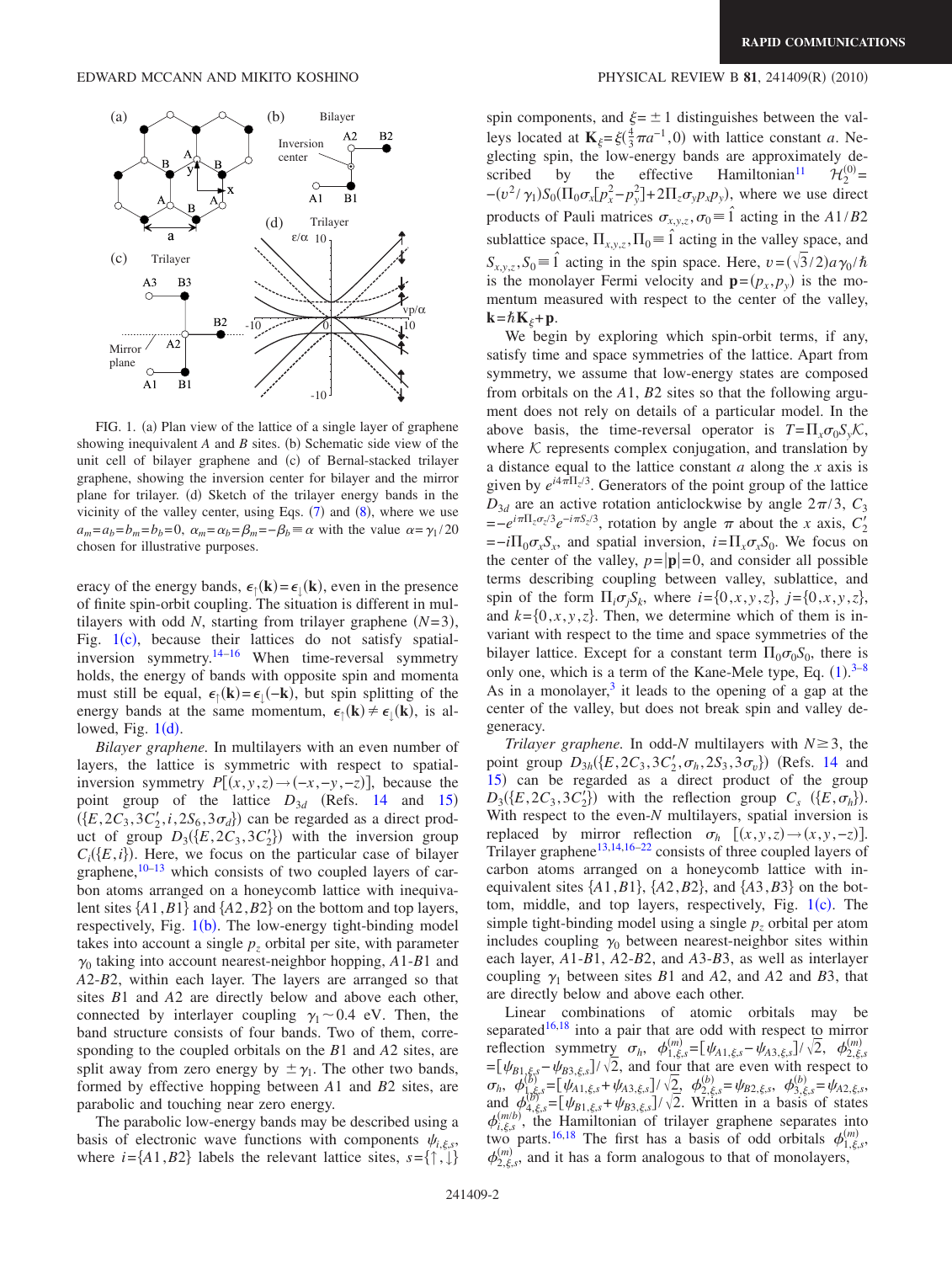FIG. 1. (a) Plan view of the lattice of a single layer of graphene showing inequivalent $A$ and $B$ sites. (b) Schematic side view of the unit cell of bilayer graphene and (c) of Bernal-stacked trilayer graphene, showing the inversion center for bilayer and the mirror plane for trilayer. (d) Sketch of the trilayer energy bands in the vicinity of the valley center, using Eqs. (7) and (8), where we use $a_m = a_b = b_m = b_b = 0$, $\alpha_m = \alpha_b = \beta_m = -\beta_b \equiv \alpha$ with the value $\alpha = \gamma_1/20$ chosen for illustrative purposes.

eracy of the energy bands, $\epsilon_\uparrow(\mathbf{k}) = \epsilon_\downarrow(\mathbf{k})$, even in the presence of finite spin-orbit coupling. The situation is different in multilayers with odd $N$, starting from trilayer graphene ($N=3$), Fig. 1(c), because their lattices do not satisfy spatial-inversion symmetry.[14–16] When time-reversal symmetry holds, the energy of bands with opposite spin and momenta must still be equal, $\epsilon_\uparrow(\mathbf{k}) = \epsilon_\downarrow(-\mathbf{k})$, but spin splitting of the energy bands at the same momentum, $\epsilon_\uparrow(\mathbf{k}) \neq \epsilon_\downarrow(\mathbf{k})$, is allowed, Fig. 1(d).

*Bilayer graphene.* In multilayers with an even number of layers, the lattice is symmetric with respect to spatial-inversion symmetry $P[(x,y,z) \to (-x,-y,-z)]$, because the point group of the lattice $D_{3d}$ (Refs. 14 and 15) $(\{E, 2C_3, 3C_2', i, 2S_6, 3\sigma_d\})$ can be regarded as a direct product of group $D_3(\{E, 2C_3, 3C_2'\})$ with the inversion group $C_i(\{E, i\})$. Here, we focus on the particular case of bilayer graphene,[10–13] which consists of two coupled layers of carbon atoms arranged on a honeycomb lattice with inequivalent sites $\{A1, B1\}$ and $\{A2, B2\}$ on the bottom and top layers, respectively, Fig. 1(b). The low-energy tight-binding model takes into account a single $p_z$ orbital per site, with parameter $\gamma_0$ taking into account nearest-neighbor hopping, $A1$-$B1$ and $A2$-$B2$, within each layer. The layers are arranged so that sites $B1$ and $A2$ are directly below and above each other, connected by interlayer coupling $\gamma_1 \sim 0.4$ eV. Then, the band structure consists of four bands. Two of them, corresponding to the coupled orbitals on the $B1$ and $A2$ sites, are split away from zero energy by $\pm\gamma_1$. The other two bands, formed by effective hopping between $A1$ and $B2$ sites, are parabolic and touching near zero energy.

The parabolic low-energy bands may be described using a basis of electronic wave functions with components $\psi_{i,\xi,s}$, where $i = \{A1, B2\}$ labels the relevant lattice sites, $s = \{\uparrow, \downarrow\}$ spin components, and $\xi = \pm 1$ distinguishes between the valleys located at $\mathbf{K}_\xi = \xi(\frac{4}{3}\pi a^{-1}, 0)$ with lattice constant $a$. Neglecting spin, the low-energy bands are approximately described by the effective Hamiltonian[11] $\mathcal{H}_2^{(0)} = -(v^2/\gamma_1) S_0 (\Pi_0 \sigma_x [p_x^2 - p_y^2] + 2\Pi_z \sigma_y p_x p_y)$, where we use direct products of Pauli matrices $\sigma_{x,y,z}, \sigma_0 \equiv \hat{1}$ acting in the $A1/B2$ sublattice space, $\Pi_{x,y,z}, \Pi_0 \equiv \hat{1}$ acting in the valley space, and $S_{x,y,z}, S_0 \equiv \hat{1}$ acting in the spin space. Here, $v = (\sqrt{3}/2) a \gamma_0 / \hbar$ is the monolayer Fermi velocity and $\mathbf{p} = (p_x, p_y)$ is the momentum measured with respect to the center of the valley, $\mathbf{k} = \hbar \mathbf{K}_\xi + \mathbf{p}$.

We begin by exploring which spin-orbit terms, if any, satisfy time and space symmetries of the lattice. Apart from symmetry, we assume that low-energy states are composed from orbitals on the $A1$, $B2$ sites so that the following argument does not rely on details of a particular model. In the above basis, the time-reversal operator is $T = \Pi_x \sigma_0 S_y \mathcal{K}$, where $\mathcal{K}$ represents complex conjugation, and translation by a distance equal to the lattice constant $a$ along the $x$ axis is given by $e^{i4\pi\Pi_z/3}$. Generators of the point group of the lattice $D_{3d}$ are an active rotation anticlockwise by angle $2\pi/3$, $C_3 = e^{i\pi\Pi_z\sigma_z/3} e^{-i\pi S_z/3}$, rotation by angle $\pi$ about the $x$ axis, $C_2' = -i\Pi_0\sigma_x S_x$, and spatial inversion, $i = \Pi_x \sigma_x S_0$. We focus on the center of the valley, $p = |\mathbf{p}| = 0$, and consider all possible terms describing coupling between valley, sublattice, and spin of the form $\Pi_i \sigma_j S_k$, where $i = \{0, x, y, z\}$, $j = \{0, x, y, z\}$, and $k = \{0, x, y, z\}$. Then, we determine which of them is invariant with respect to the time and space symmetries of the bilayer lattice. Except for a constant term $\Pi_0 \sigma_0 S_0$, there is only one, which is a term of the Kane-Mele type, Eq. (1).[3–8] As in a monolayer,[3] it leads to the opening of a gap at the center of the valley, but does not break spin and valley degeneracy.

*Trilayer graphene.* In odd-$N$ multilayers with $N \geq 3$, the point group $D_{3h}(\{E, 2C_3, 3C_2', \sigma_h, 2S_3, 3\sigma_v\})$ (Refs. 14 and 15) can be regarded as a direct product of the group $D_3(\{E, 2C_3, 3C_2'\})$ with the reflection group $C_s$ $(\{E, \sigma_h\})$. With respect to the even-$N$ multilayers, spatial inversion is replaced by mirror reflection $\sigma_h$ $[(x,y,z) \to (x,y,-z)]$. Trilayer graphene[13,14,16–22] consists of three coupled layers of carbon atoms arranged on a honeycomb lattice with inequivalent sites $\{A1, B1\}$, $\{A2, B2\}$, and $\{A3, B3\}$ on the bottom, middle, and top layers, respectively, Fig. 1(c). The simple tight-binding model using a single $p_z$ orbital per atom includes coupling $\gamma_0$ between nearest-neighbor sites within each layer, $A1$-$B1$, $A2$-$B2$, and $A3$-$B3$, as well as interlayer coupling $\gamma_1$ between sites $B1$ and $A2$, and $A2$ and $B3$, that are directly below and above each other.

Linear combinations of atomic orbitals may be separated[16,18] into a pair that are odd with respect to mirror reflection symmetry $\sigma_h$, $\phi_{1,\xi,s}^{(m)} = [\psi_{A1,\xi,s} - \psi_{A3,\xi,s}]/\sqrt{2}$, $\phi_{2,\xi,s}^{(m)} = [\psi_{B1,\xi,s} - \psi_{B3,\xi,s}]/\sqrt{2}$, and four that are even with respect to $\sigma_h$, $\phi_{1,\xi,s}^{(b)} = [\psi_{A1,\xi,s} + \psi_{A3,\xi,s}]/\sqrt{2}$, $\phi_{2,\xi,s}^{(b)} = \psi_{B2,\xi,s}$, $\phi_{3,\xi,s}^{(b)} = \psi_{A2,\xi,s}$, and $\phi_{4,\xi,s}^{(b)} = [\psi_{B1,\xi,s} + \psi_{B3,\xi,s}]/\sqrt{2}$. Written in a basis of states $\phi_{i,\xi,s}^{(m/b)}$, the Hamiltonian of trilayer graphene separates into two parts.[16,18] The first has a basis of odd orbitals $\phi_{1,\xi,s}^{(m)}$, $\phi_{2,\xi,s}^{(m)}$, and it has a form analogous to that of monolayers,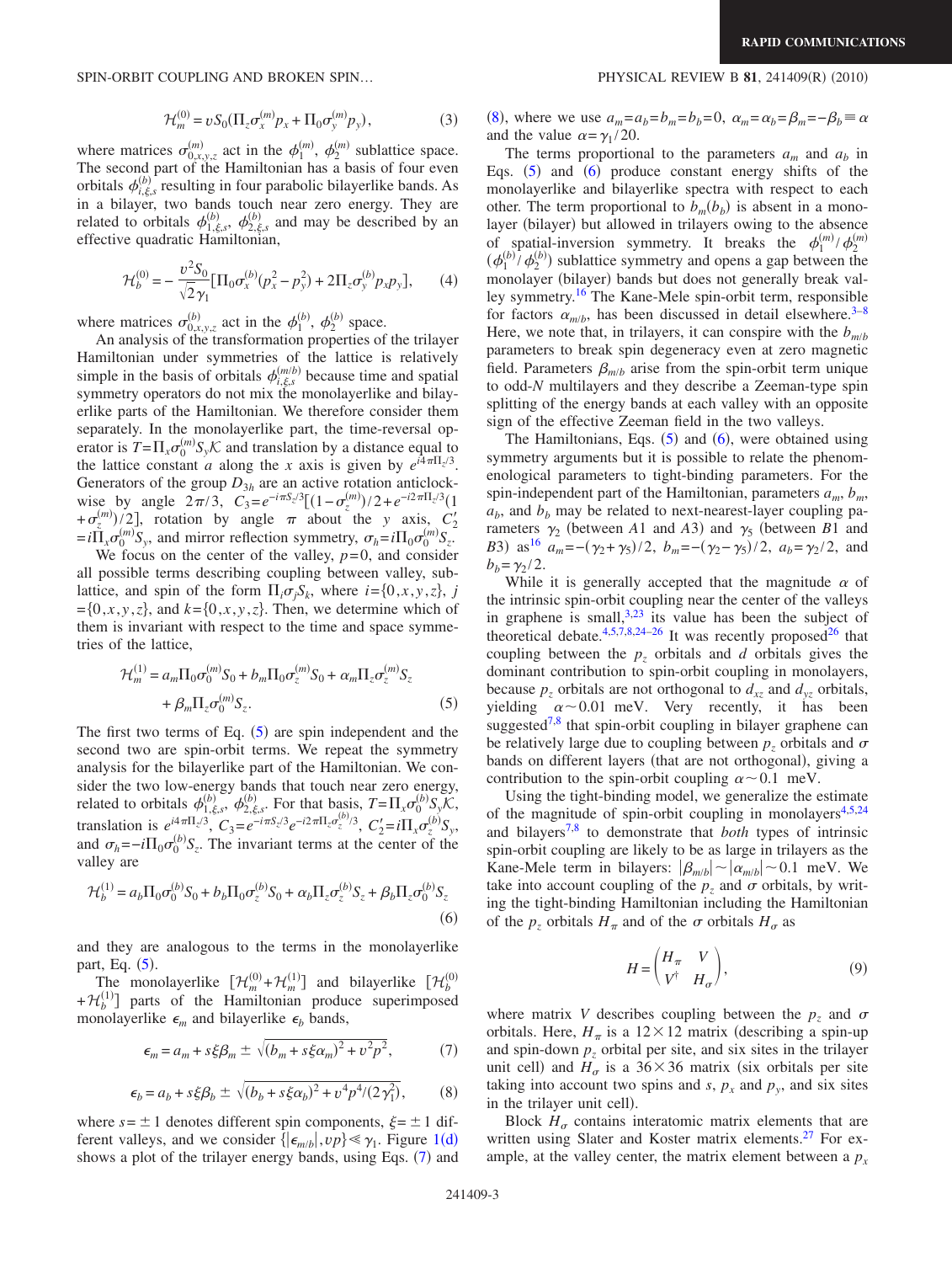$$\mathcal{H}_m^{(0)} = vS_0(\Pi_z\sigma_x^{(m)}p_x + \Pi_0\sigma_y^{(m)}p_y), \tag{3}$$

where matrices $\sigma_{0,x,y,z}^{(m)}$ act in the $\phi_1^{(m)}$, $\phi_2^{(m)}$ sublattice space. The second part of the Hamiltonian has a basis of four even orbitals $\phi_{i,\xi,s}^{(b)}$ resulting in four parabolic bilayerlike bands. As in a bilayer, two bands touch near zero energy. They are related to orbitals $\phi_{1,\xi,s}^{(b)}$, $\phi_{2,\xi,s}^{(b)}$ and may be described by an effective quadratic Hamiltonian,

$$\mathcal{H}_b^{(0)} = -\frac{v^2S_0}{\sqrt{2}\gamma_1}[\Pi_0\sigma_x^{(b)}(p_x^2 - p_y^2) + 2\Pi_z\sigma_y^{(b)}p_xp_y], \tag{4}$$

where matrices $\sigma_{0,x,y,z}^{(b)}$ act in the $\phi_1^{(b)}$, $\phi_2^{(b)}$ space.

An analysis of the transformation properties of the trilayer Hamiltonian under symmetries of the lattice is relatively simple in the basis of orbitals $\phi_{i,\xi,s}^{(m/b)}$ because time and spatial symmetry operators do not mix the monolayerlike and bilayerlike parts of the Hamiltonian. We therefore consider them separately. In the monolayerlike part, the time-reversal operator is $T=\Pi_x\sigma_0^{(m)}S_y\mathcal{K}$ and translation by a distance equal to the lattice constant $a$ along the $x$ axis is given by $e^{i4\pi\Pi_z/3}$. Generators of the group $D_{3h}$ are an active rotation anticlockwise by angle $2\pi/3$, $C_3=e^{-i\pi S_z/3}[(1-\sigma_z^{(m)})/2+e^{-i2\pi\Pi_z/3}(1+\sigma_z^{(m)})/2]$, rotation by angle $\pi$ about the $y$ axis, $C_2'=i\Pi_x\sigma_0^{(m)}S_y$, and mirror reflection symmetry, $\sigma_h=i\Pi_0\sigma_0^{(m)}S_z$.

We focus on the center of the valley, $p=0$, and consider all possible terms describing coupling between valley, sublattice, and spin of the form $\Pi_i\sigma_jS_k$, where $i=\{0,x,y,z\}$, $j=\{0,x,y,z\}$, and $k=\{0,x,y,z\}$. Then, we determine which of them is invariant with respect to the time and space symmetries of the lattice,

$$\mathcal{H}_m^{(1)} = a_m\Pi_0\sigma_0^{(m)}S_0 + b_m\Pi_0\sigma_z^{(m)}S_0 + \alpha_m\Pi_z\sigma_z^{(m)}S_z + \beta_m\Pi_z\sigma_0^{(m)}S_z. \tag{5}$$

The first two terms of Eq. (5) are spin independent and the second two are spin-orbit terms. We repeat the symmetry analysis for the bilayerlike part of the Hamiltonian. We consider the two low-energy bands that touch near zero energy, related to orbitals $\phi_{1,\xi,s}^{(b)}$, $\phi_{2,\xi,s}^{(b)}$. For that basis, $T=\Pi_x\sigma_0^{(b)}S_y\mathcal{K}$, translation is $e^{i4\pi\Pi_z/3}$, $C_3=e^{-i\pi S_z/3}e^{-i2\pi\Pi_z\sigma_z^{(b)}/3}$, $C_2'=i\Pi_x\sigma_x^{(b)}S_y$, and $\sigma_h=-i\Pi_0\sigma_0^{(b)}S_z$. The invariant terms at the center of the valley are

$$\mathcal{H}_b^{(1)} = a_b\Pi_0\sigma_0^{(b)}S_0 + b_b\Pi_0\sigma_z^{(b)}S_0 + \alpha_b\Pi_z\sigma_z^{(b)}S_z + \beta_b\Pi_z\sigma_0^{(b)}S_z \tag{6}$$

and they are analogous to the terms in the monolayerlike part, Eq. (5).

The monolayerlike $[\mathcal{H}_m^{(0)}+\mathcal{H}_m^{(1)}]$ and bilayerlike $[\mathcal{H}_b^{(0)}+\mathcal{H}_b^{(1)}]$ parts of the Hamiltonian produce superimposed monolayerlike $\epsilon_m$ and bilayerlike $\epsilon_b$ bands,

$$\epsilon_m = a_m + s\xi\beta_m \pm \sqrt{(b_m + s\xi\alpha_m)^2 + v^2p^2}, \tag{7}$$

$$\epsilon_b = a_b + s\xi\beta_b \pm \sqrt{(b_b + s\xi\alpha_b)^2 + v^4p^4/(2\gamma_1^2)}, \tag{8}$$

where $s=\pm 1$ denotes different spin components, $\xi=\pm 1$ different valleys, and we consider $\{|\epsilon_{m/b}|, vp\} \ll \gamma_1$. Figure 1(d) shows a plot of the trilayer energy bands, using Eqs. (7) and (8), where we use $a_m=a_b=b_m=b_b=0$, $\alpha_m=\alpha_b=\beta_m=-\beta_b\equiv\alpha$ and the value $\alpha=\gamma_1/20$.

The terms proportional to the parameters $a_m$ and $a_b$ in Eqs. (5) and (6) produce constant energy shifts of the monolayerlike and bilayerlike spectra with respect to each other. The term proportional to $b_m(b_b)$ is absent in a monolayer (bilayer) but allowed in trilayers owing to the absence of spatial-inversion symmetry. It breaks the $\phi_1^{(m)}/\phi_2^{(m)}$ $(\phi_1^{(b)}/\phi_2^{(b)})$ sublattice symmetry and opens a gap between the monolayer (bilayer) bands but does not generally break valley symmetry.[16] The Kane-Mele spin-orbit term, responsible for factors $\alpha_{m/b}$, has been discussed in detail elsewhere.[3–8] Here, we note that, in trilayers, it can conspire with the $b_{m/b}$ parameters to break spin degeneracy even at zero magnetic field. Parameters $\beta_{m/b}$ arise from the spin-orbit term unique to odd-$N$ multilayers and they describe a Zeeman-type spin splitting of the energy bands at each valley with an opposite sign of the effective Zeeman field in the two valleys.

The Hamiltonians, Eqs. (5) and (6), were obtained using symmetry arguments but it is possible to relate the phenomenological parameters to tight-binding parameters. For the spin-independent part of the Hamiltonian, parameters $a_m$, $b_m$, $a_b$, and $b_b$ may be related to next-nearest-layer coupling parameters $\gamma_2$ (between $A1$ and $A3$) and $\gamma_5$ (between $B1$ and $B3$) as[16] $a_m=-(\gamma_2+\gamma_5)/2$, $b_m=-(\gamma_2-\gamma_5)/2$, $a_b=\gamma_2/2$, and $b_b=\gamma_2/2$.

While it is generally accepted that the magnitude $\alpha$ of the intrinsic spin-orbit coupling near the center of the valleys in graphene is small,[3,23] its value has been the subject of theoretical debate.[4,5,7,8,24–26] It was recently proposed[26] that coupling between the $p_z$ orbitals and $d$ orbitals gives the dominant contribution to spin-orbit coupling in monolayers, because $p_z$ orbitals are not orthogonal to $d_{xz}$ and $d_{yz}$ orbitals, yielding $\alpha\sim 0.01$ meV. Very recently, it has been suggested[7,8] that spin-orbit coupling in bilayer graphene can be relatively large due to coupling between $p_z$ orbitals and $\sigma$ bands on different layers (that are not orthogonal), giving a contribution to the spin-orbit coupling $\alpha\sim 0.1$ meV.

Using the tight-binding model, we generalize the estimate of the magnitude of spin-orbit coupling in monolayers[4,5,24] and bilayers[7,8] to demonstrate that *both* types of intrinsic spin-orbit coupling are likely to be as large in trilayers as the Kane-Mele term in bilayers: $|\beta_{m/b}|\sim|\alpha_{m/b}|\sim 0.1$ meV. We take into account coupling of the $p_z$ and $\sigma$ orbitals, by writing the tight-binding Hamiltonian including the Hamiltonian of the $p_z$ orbitals $H_\pi$ and of the $\sigma$ orbitals $H_\sigma$ as

$$H = \begin{pmatrix} H_\pi & V \\ V^\dagger & H_\sigma \end{pmatrix}, \tag{9}$$

where matrix $V$ describes coupling between the $p_z$ and $\sigma$ orbitals. Here, $H_\pi$ is a $12\times 12$ matrix (describing a spin-up and spin-down $p_z$ orbital per site, and six sites in the trilayer unit cell) and $H_\sigma$ is a $36\times 36$ matrix (six orbitals per site taking into account two spins and $s$, $p_x$ and $p_y$, and six sites in the trilayer unit cell).

Block $H_\sigma$ contains interatomic matrix elements that are written using Slater and Koster matrix elements.[27] For example, at the valley center, the matrix element between a $p_x$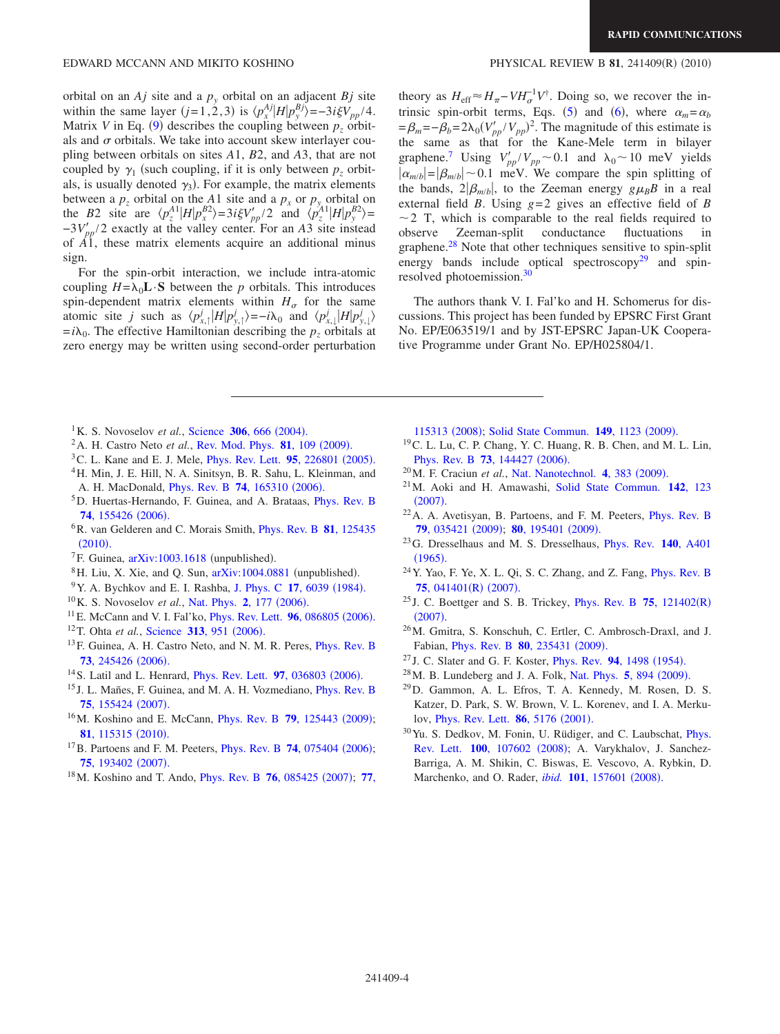orbital on an $Aj$ site and a $p_y$ orbital on an adjacent $Bj$ site within the same layer $(j=1,2,3)$ is $\langle p_x^{Aj}|H|p_y^{Bj}\rangle = -3i\xi V_{pp}/4$. Matrix $V$ in Eq. (9) describes the coupling between $p_z$ orbitals and $\sigma$ orbitals. We take into account skew interlayer coupling between orbitals on sites $A1$, $B2$, and $A3$, that are not coupled by $\gamma_1$ (such coupling, if it is only between $p_z$ orbitals, is usually denoted $\gamma_3$). For example, the matrix elements between a $p_z$ orbital on the $A1$ site and a $p_x$ or $p_y$ orbital on the $B2$ site are $\langle p_z^{A1}|H|p_x^{B2}\rangle = 3i\xi V'_{pp}/2$ and $\langle p_z^{A1}|H|p_y^{B2}\rangle = -3V'_{pp}/2$ exactly at the valley center. For an $A3$ site instead of $A1$, these matrix elements acquire an additional minus sign.

For the spin-orbit interaction, we include intra-atomic coupling $H=\lambda_0 \mathbf{L}\cdot\mathbf{S}$ between the $p$ orbitals. This introduces spin-dependent matrix elements within $H_\sigma$ for the same atomic site $j$ such as $\langle p_{x,\uparrow}^j|H|p_{y,\uparrow}^j\rangle = -i\lambda_0$ and $\langle p_{x,\downarrow}^j|H|p_{y,\downarrow}^j\rangle = i\lambda_0$. The effective Hamiltonian describing the $p_z$ orbitals at zero energy may be written using second-order perturbation theory as $H_{\text{eff}} \approx H_\pi - VH_\sigma^{-1}V^\dagger$. Doing so, we recover the intrinsic spin-orbit terms, Eqs. (5) and (6), where $\alpha_m = \alpha_b = \beta_m = -\beta_b = 2\lambda_0(V'_{pp}/V_{pp})^2$. The magnitude of this estimate is the same as that for the Kane-Mele term in bilayer graphene.[7] Using $V'_{pp}/V_{pp} \sim 0.1$ and $\lambda_0 \sim 10$ meV yields $|\alpha_{m/b}| = |\beta_{m/b}| \sim 0.1$ meV. We compare the spin splitting of the bands, $2|\beta_{m/b}|$, to the Zeeman energy $g\mu_B B$ in a real external field $B$. Using $g=2$ gives an effective field of $B \sim 2$ T, which is comparable to the real fields required to observe Zeeman-split conductance fluctuations in graphene.[28] Note that other techniques sensitive to spin-split energy bands include optical spectroscopy[29] and spin-resolved photoemission.[30]

The authors thank V. I. Fal'ko and H. Schomerus for discussions. This project has been funded by EPSRC First Grant No. EP/E063519/1 and by JST-EPSRC Japan-UK Cooperative Programme under Grant No. EP/H025804/1.

---

[1] K. S. Novoselov *et al.*, Science **306**, 666 (2004).
[2] A. H. Castro Neto *et al.*, Rev. Mod. Phys. **81**, 109 (2009).
[3] C. L. Kane and E. J. Mele, Phys. Rev. Lett. **95**, 226801 (2005).
[4] H. Min, J. E. Hill, N. A. Sinitsyn, B. R. Sahu, L. Kleinman, and A. H. MacDonald, Phys. Rev. B **74**, 165310 (2006).
[5] D. Huertas-Hernando, F. Guinea, and A. Brataas, Phys. Rev. B **74**, 155426 (2006).
[6] R. van Gelderen and C. Morais Smith, Phys. Rev. B **81**, 125435 (2010).
[7] F. Guinea, arXiv:1003.1618 (unpublished).
[8] H. Liu, X. Xie, and Q. Sun, arXiv:1004.0881 (unpublished).
[9] Y. A. Bychkov and E. I. Rashba, J. Phys. C **17**, 6039 (1984).
[10] K. S. Novoselov *et al.*, Nat. Phys. **2**, 177 (2006).
[11] E. McCann and V. I. Fal'ko, Phys. Rev. Lett. **96**, 086805 (2006).
[12] T. Ohta *et al.*, Science **313**, 951 (2006).
[13] F. Guinea, A. H. Castro Neto, and N. M. R. Peres, Phys. Rev. B **73**, 245426 (2006).
[14] S. Latil and L. Henrard, Phys. Rev. Lett. **97**, 036803 (2006).
[15] J. L. Mañes, F. Guinea, and M. A. H. Vozmediano, Phys. Rev. B **75**, 155424 (2007).
[16] M. Koshino and E. McCann, Phys. Rev. B **79**, 125443 (2009); **81**, 115315 (2010).
[17] B. Partoens and F. M. Peeters, Phys. Rev. B **74**, 075404 (2006); **75**, 193402 (2007).
[18] M. Koshino and T. Ando, Phys. Rev. B **76**, 085425 (2007); **77**, 115313 (2008); Solid State Commun. **149**, 1123 (2009).
[19] C. L. Lu, C. P. Chang, Y. C. Huang, R. B. Chen, and M. L. Lin, Phys. Rev. B **73**, 144427 (2006).
[20] M. F. Craciun *et al.*, Nat. Nanotechnol. **4**, 383 (2009).
[21] M. Aoki and H. Amawashi, Solid State Commun. **142**, 123 (2007).
[22] A. A. Avetisyan, B. Partoens, and F. M. Peeters, Phys. Rev. B **79**, 035421 (2009); **80**, 195401 (2009).
[23] G. Dresselhaus and M. S. Dresselhaus, Phys. Rev. **140**, A401 (1965).
[24] Y. Yao, F. Ye, X. L. Qi, S. C. Zhang, and Z. Fang, Phys. Rev. B **75**, 041401(R) (2007).
[25] J. C. Boettger and S. B. Trickey, Phys. Rev. B **75**, 121402(R) (2007).
[26] M. Gmitra, S. Konschuh, C. Ertler, C. Ambrosch-Draxl, and J. Fabian, Phys. Rev. B **80**, 235431 (2009).
[27] J. C. Slater and G. F. Koster, Phys. Rev. **94**, 1498 (1954).
[28] M. B. Lundeberg and J. A. Folk, Nat. Phys. **5**, 894 (2009).
[29] D. Gammon, A. L. Efros, T. A. Kennedy, M. Rosen, D. S. Katzer, D. Park, S. W. Brown, V. L. Korenev, and I. A. Merkulov, Phys. Rev. Lett. **86**, 5176 (2001).
[30] Yu. S. Dedkov, M. Fonin, U. Rüdiger, and C. Laubschat, Phys. Rev. Lett. **100**, 107602 (2008); A. Varykhalov, J. Sanchez-Barriga, A. M. Shikin, C. Biswas, E. Vescovo, A. Rybkin, D. Marchenko, and O. Rader, *ibid.* **101**, 157601 (2008).